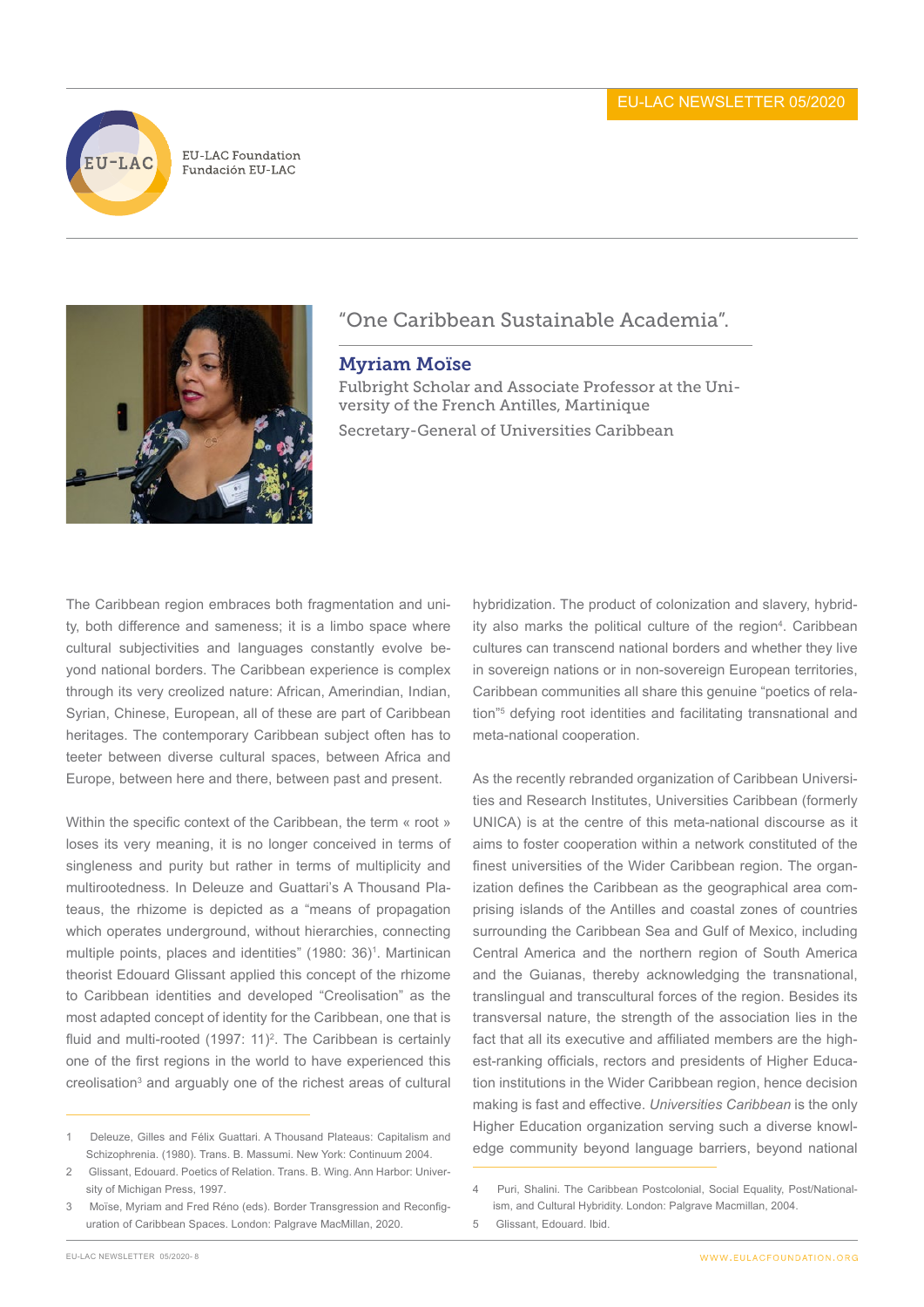EU-LAC Foundation
Fundación EU-LAC

# "One Caribbean Sustainable Academia".

## Myriam Moïse

Fulbright Scholar and Associate Professor at the University of the French Antilles, Martinique

Secretary-General of Universities Caribbean

The Caribbean region embraces both fragmentation and unity, both difference and sameness; it is a limbo space where cultural subjectivities and languages constantly evolve beyond national borders. The Caribbean experience is complex through its very creolized nature: African, Amerindian, Indian, Syrian, Chinese, European, all of these are part of Caribbean heritages. The contemporary Caribbean subject often has to teeter between diverse cultural spaces, between Africa and Europe, between here and there, between past and present.

Within the specific context of the Caribbean, the term « root » loses its very meaning, it is no longer conceived in terms of singleness and purity but rather in terms of multiplicity and multirootedness. In Deleuze and Guattari's A Thousand Plateaus, the rhizome is depicted as a "means of propagation which operates underground, without hierarchies, connecting multiple points, places and identities" (1980: 36)[1]. Martinican theorist Edouard Glissant applied this concept of the rhizome to Caribbean identities and developed "Creolisation" as the most adapted concept of identity for the Caribbean, one that is fluid and multi-rooted (1997: 11)[2]. The Caribbean is certainly one of the first regions in the world to have experienced this creolisation[3] and arguably one of the richest areas of cultural hybridization. The product of colonization and slavery, hybridity also marks the political culture of the region[4]. Caribbean cultures can transcend national borders and whether they live in sovereign nations or in non-sovereign European territories, Caribbean communities all share this genuine "poetics of relation"[5] defying root identities and facilitating transnational and meta-national cooperation.

As the recently rebranded organization of Caribbean Universities and Research Institutes, Universities Caribbean (formerly UNICA) is at the centre of this meta-national discourse as it aims to foster cooperation within a network constituted of the finest universities of the Wider Caribbean region. The organization defines the Caribbean as the geographical area comprising islands of the Antilles and coastal zones of countries surrounding the Caribbean Sea and Gulf of Mexico, including Central America and the northern region of South America and the Guianas, thereby acknowledging the transnational, translingual and transcultural forces of the region. Besides its transversal nature, the strength of the association lies in the fact that all its executive and affiliated members are the highest-ranking officials, rectors and presidents of Higher Education institutions in the Wider Caribbean region, hence decision making is fast and effective. *Universities Caribbean* is the only Higher Education organization serving such a diverse knowledge community beyond language barriers, beyond national

---

1 Deleuze, Gilles and Félix Guattari. A Thousand Plateaus: Capitalism and Schizophrenia. (1980). Trans. B. Massumi. New York: Continuum 2004.

2 Glissant, Edouard. Poetics of Relation. Trans. B. Wing. Ann Harbor: University of Michigan Press, 1997.

3 Moïse, Myriam and Fred Réno (eds). Border Transgression and Reconfiguration of Caribbean Spaces. London: Palgrave MacMillan, 2020.

4 Puri, Shalini. The Caribbean Postcolonial, Social Equality, Post/Nationalism, and Cultural Hybridity. London: Palgrave Macmillan, 2004.

5 Glissant, Edouard. Ibid.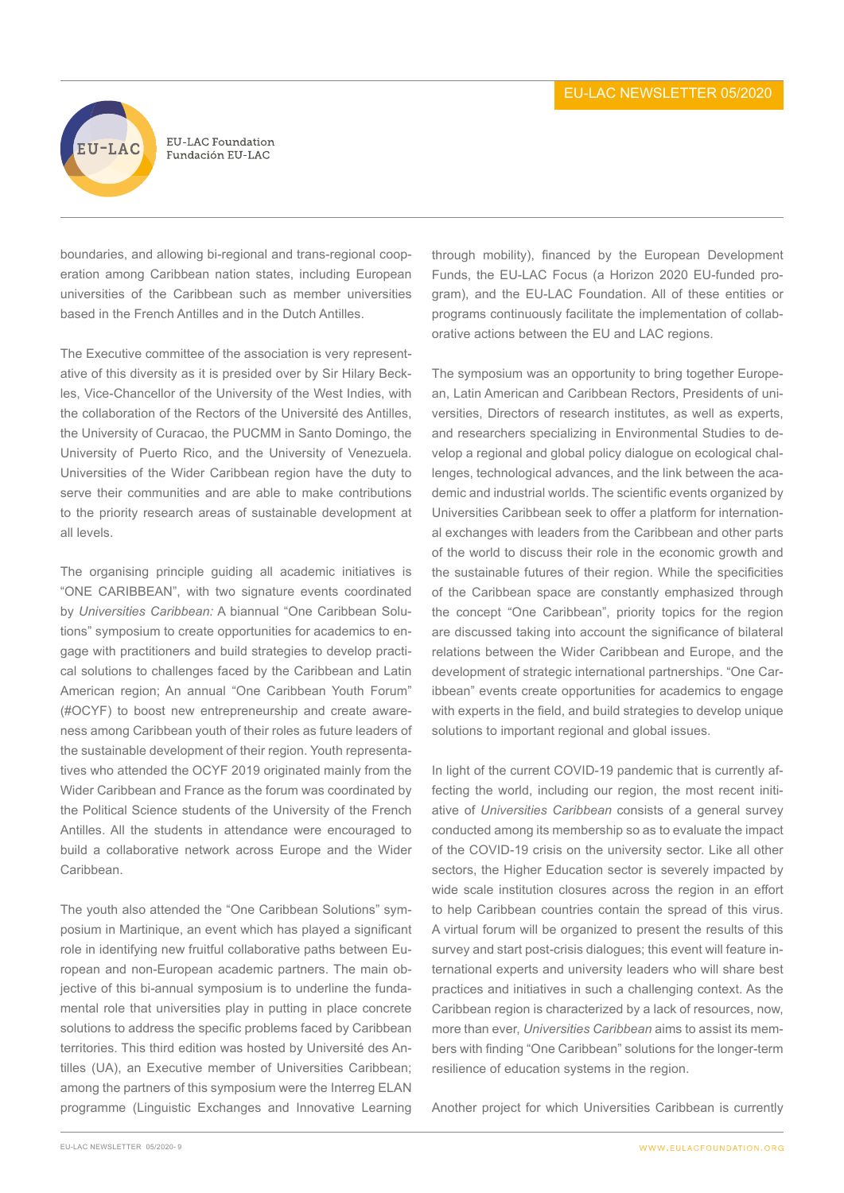boundaries, and allowing bi-regional and trans-regional cooperation among Caribbean nation states, including European universities of the Caribbean such as member universities based in the French Antilles and in the Dutch Antilles.

The Executive committee of the association is very representative of this diversity as it is presided over by Sir Hilary Beckles, Vice-Chancellor of the University of the West Indies, with the collaboration of the Rectors of the Université des Antilles, the University of Curacao, the PUCMM in Santo Domingo, the University of Puerto Rico, and the University of Venezuela. Universities of the Wider Caribbean region have the duty to serve their communities and are able to make contributions to the priority research areas of sustainable development at all levels.

The organising principle guiding all academic initiatives is "ONE CARIBBEAN", with two signature events coordinated by *Universities Caribbean:* A biannual "One Caribbean Solutions" symposium to create opportunities for academics to engage with practitioners and build strategies to develop practical solutions to challenges faced by the Caribbean and Latin American region; An annual "One Caribbean Youth Forum" (#OCYF) to boost new entrepreneurship and create awareness among Caribbean youth of their roles as future leaders of the sustainable development of their region. Youth representatives who attended the OCYF 2019 originated mainly from the Wider Caribbean and France as the forum was coordinated by the Political Science students of the University of the French Antilles. All the students in attendance were encouraged to build a collaborative network across Europe and the Wider Caribbean.

The youth also attended the "One Caribbean Solutions" symposium in Martinique, an event which has played a significant role in identifying new fruitful collaborative paths between European and non-European academic partners. The main objective of this bi-annual symposium is to underline the fundamental role that universities play in putting in place concrete solutions to address the specific problems faced by Caribbean territories. This third edition was hosted by Université des Antilles (UA), an Executive member of Universities Caribbean; among the partners of this symposium were the Interreg ELAN programme (Linguistic Exchanges and Innovative Learning through mobility), financed by the European Development Funds, the EU-LAC Focus (a Horizon 2020 EU-funded program), and the EU-LAC Foundation. All of these entities or programs continuously facilitate the implementation of collaborative actions between the EU and LAC regions.

The symposium was an opportunity to bring together European, Latin American and Caribbean Rectors, Presidents of universities, Directors of research institutes, as well as experts, and researchers specializing in Environmental Studies to develop a regional and global policy dialogue on ecological challenges, technological advances, and the link between the academic and industrial worlds. The scientific events organized by Universities Caribbean seek to offer a platform for international exchanges with leaders from the Caribbean and other parts of the world to discuss their role in the economic growth and the sustainable futures of their region. While the specificities of the Caribbean space are constantly emphasized through the concept "One Caribbean", priority topics for the region are discussed taking into account the significance of bilateral relations between the Wider Caribbean and Europe, and the development of strategic international partnerships. "One Caribbean" events create opportunities for academics to engage with experts in the field, and build strategies to develop unique solutions to important regional and global issues.

In light of the current COVID-19 pandemic that is currently affecting the world, including our region, the most recent initiative of *Universities Caribbean* consists of a general survey conducted among its membership so as to evaluate the impact of the COVID-19 crisis on the university sector. Like all other sectors, the Higher Education sector is severely impacted by wide scale institution closures across the region in an effort to help Caribbean countries contain the spread of this virus. A virtual forum will be organized to present the results of this survey and start post-crisis dialogues; this event will feature international experts and university leaders who will share best practices and initiatives in such a challenging context. As the Caribbean region is characterized by a lack of resources, now, more than ever, *Universities Caribbean* aims to assist its members with finding "One Caribbean" solutions for the longer-term resilience of education systems in the region.

Another project for which Universities Caribbean is currently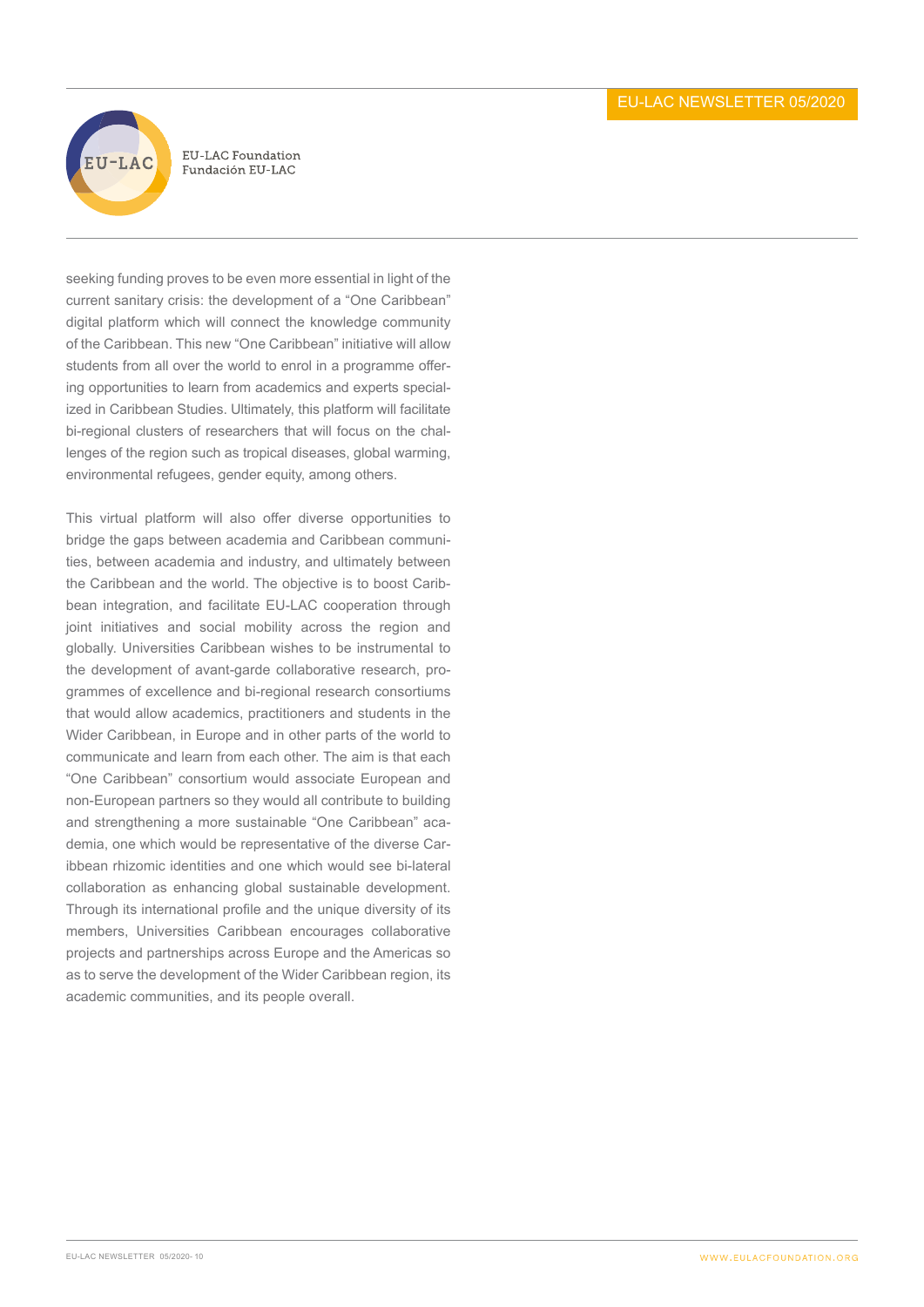seeking funding proves to be even more essential in light of the current sanitary crisis: the development of a "One Caribbean" digital platform which will connect the knowledge community of the Caribbean. This new "One Caribbean" initiative will allow students from all over the world to enrol in a programme offering opportunities to learn from academics and experts specialized in Caribbean Studies. Ultimately, this platform will facilitate bi-regional clusters of researchers that will focus on the challenges of the region such as tropical diseases, global warming, environmental refugees, gender equity, among others.

This virtual platform will also offer diverse opportunities to bridge the gaps between academia and Caribbean communities, between academia and industry, and ultimately between the Caribbean and the world. The objective is to boost Caribbean integration, and facilitate EU-LAC cooperation through joint initiatives and social mobility across the region and globally. Universities Caribbean wishes to be instrumental to the development of avant-garde collaborative research, programmes of excellence and bi-regional research consortiums that would allow academics, practitioners and students in the Wider Caribbean, in Europe and in other parts of the world to communicate and learn from each other. The aim is that each "One Caribbean" consortium would associate European and non-European partners so they would all contribute to building and strengthening a more sustainable "One Caribbean" academia, one which would be representative of the diverse Caribbean rhizomic identities and one which would see bi-lateral collaboration as enhancing global sustainable development. Through its international profile and the unique diversity of its members, Universities Caribbean encourages collaborative projects and partnerships across Europe and the Americas so as to serve the development of the Wider Caribbean region, its academic communities, and its people overall.